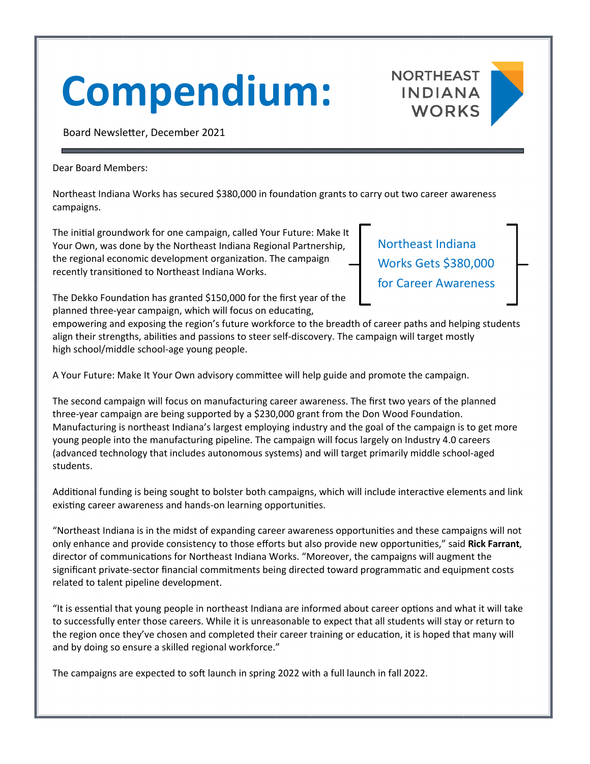# Compendium:

NORTHEAST INDIANA WORKS

Board Newsletter, December 2021

Dear Board Members:

Northeast Indiana Works has secured $380,000 in foundation grants to carry out two career awareness campaigns.

> Northeast Indiana Works Gets $380,000 for Career Awareness

The initial groundwork for one campaign, called Your Future: Make It Your Own, was done by the Northeast Indiana Regional Partnership, the regional economic development organization. The campaign recently transitioned to Northeast Indiana Works.

The Dekko Foundation has granted $150,000 for the first year of the planned three-year campaign, which will focus on educating, empowering and exposing the region's future workforce to the breadth of career paths and helping students align their strengths, abilities and passions to steer self-discovery. The campaign will target mostly high school/middle school-age young people.

A Your Future: Make It Your Own advisory committee will help guide and promote the campaign.

The second campaign will focus on manufacturing career awareness. The first two years of the planned three-year campaign are being supported by a $230,000 grant from the Don Wood Foundation. Manufacturing is northeast Indiana's largest employing industry and the goal of the campaign is to get more young people into the manufacturing pipeline. The campaign will focus largely on Industry 4.0 careers (advanced technology that includes autonomous systems) and will target primarily middle school-aged students.

Additional funding is being sought to bolster both campaigns, which will include interactive elements and link existing career awareness and hands-on learning opportunities.

"Northeast Indiana is in the midst of expanding career awareness opportunities and these campaigns will not only enhance and provide consistency to those efforts but also provide new opportunities," said **Rick Farrant**, director of communications for Northeast Indiana Works. "Moreover, the campaigns will augment the significant private-sector financial commitments being directed toward programmatic and equipment costs related to talent pipeline development.

"It is essential that young people in northeast Indiana are informed about career options and what it will take to successfully enter those careers. While it is unreasonable to expect that all students will stay or return to the region once they've chosen and completed their career training or education, it is hoped that many will and by doing so ensure a skilled regional workforce."

The campaigns are expected to soft launch in spring 2022 with a full launch in fall 2022.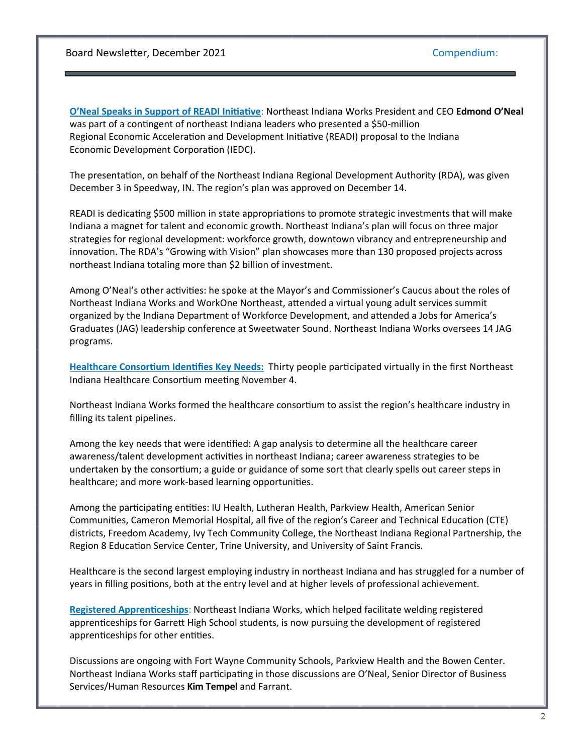**O'Neal Speaks in Support of READI Initiative**: Northeast Indiana Works President and CEO **Edmond O'Neal** was part of a contingent of northeast Indiana leaders who presented a $50-million Regional Economic Acceleration and Development Initiative (READI) proposal to the Indiana Economic Development Corporation (IEDC).

The presentation, on behalf of the Northeast Indiana Regional Development Authority (RDA), was given December 3 in Speedway, IN. The region's plan was approved on December 14.

READI is dedicating $500 million in state appropriations to promote strategic investments that will make Indiana a magnet for talent and economic growth. Northeast Indiana's plan will focus on three major strategies for regional development: workforce growth, downtown vibrancy and entrepreneurship and innovation. The RDA's "Growing with Vision" plan showcases more than 130 proposed projects across northeast Indiana totaling more than $2 billion of investment.

Among O'Neal's other activities: he spoke at the Mayor's and Commissioner's Caucus about the roles of Northeast Indiana Works and WorkOne Northeast, attended a virtual young adult services summit organized by the Indiana Department of Workforce Development, and attended a Jobs for America's Graduates (JAG) leadership conference at Sweetwater Sound. Northeast Indiana Works oversees 14 JAG programs.

**Healthcare Consortium Identifies Key Needs:** Thirty people participated virtually in the first Northeast Indiana Healthcare Consortium meeting November 4.

Northeast Indiana Works formed the healthcare consortium to assist the region's healthcare industry in filling its talent pipelines.

Among the key needs that were identified: A gap analysis to determine all the healthcare career awareness/talent development activities in northeast Indiana; career awareness strategies to be undertaken by the consortium; a guide or guidance of some sort that clearly spells out career steps in healthcare; and more work-based learning opportunities.

Among the participating entities: IU Health, Lutheran Health, Parkview Health, American Senior Communities, Cameron Memorial Hospital, all five of the region's Career and Technical Education (CTE) districts, Freedom Academy, Ivy Tech Community College, the Northeast Indiana Regional Partnership, the Region 8 Education Service Center, Trine University, and University of Saint Francis.

Healthcare is the second largest employing industry in northeast Indiana and has struggled for a number of years in filling positions, both at the entry level and at higher levels of professional achievement.

**Registered Apprenticeships**: Northeast Indiana Works, which helped facilitate welding registered apprenticeships for Garrett High School students, is now pursuing the development of registered apprenticeships for other entities.

Discussions are ongoing with Fort Wayne Community Schools, Parkview Health and the Bowen Center. Northeast Indiana Works staff participating in those discussions are O'Neal, Senior Director of Business Services/Human Resources **Kim Tempel** and Farrant.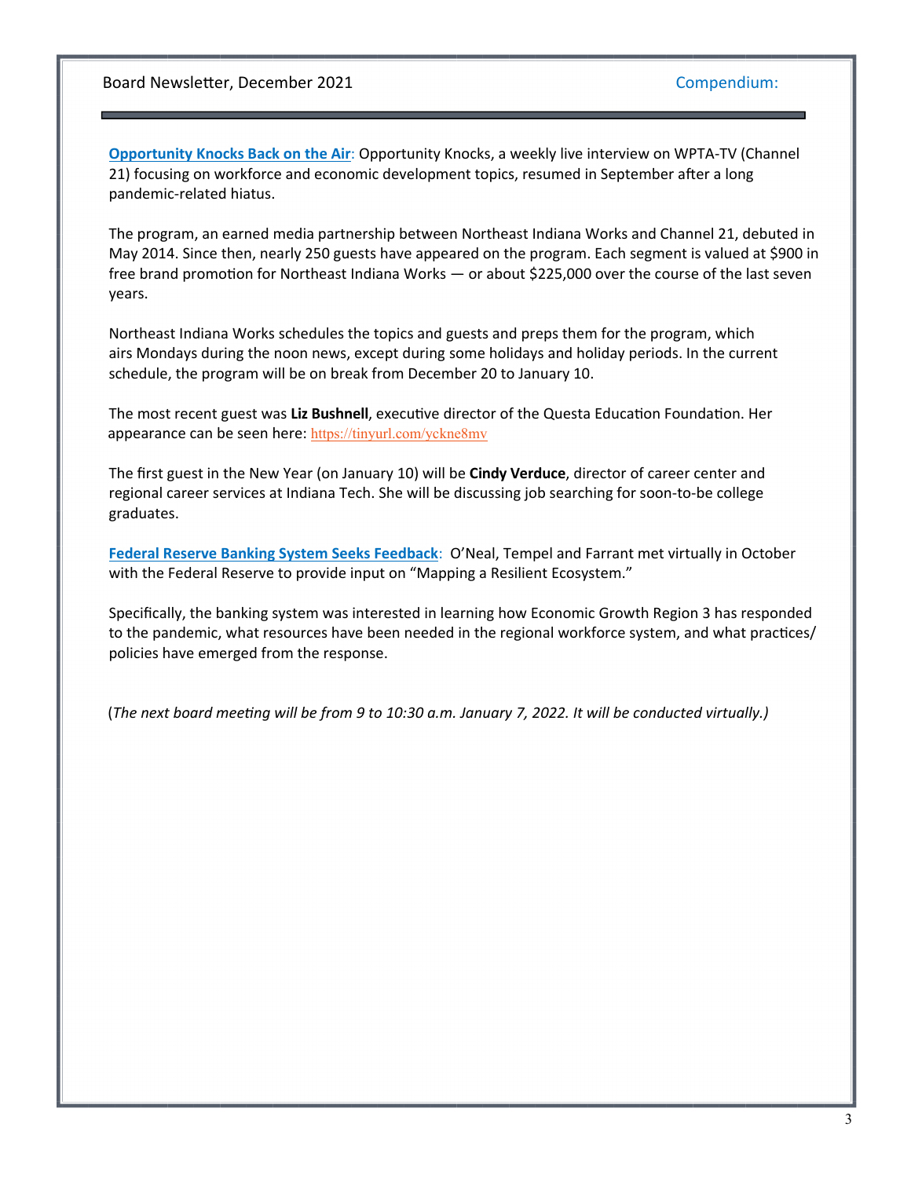**Opportunity Knocks Back on the Air**: Opportunity Knocks, a weekly live interview on WPTA-TV (Channel 21) focusing on workforce and economic development topics, resumed in September after a long pandemic-related hiatus.

The program, an earned media partnership between Northeast Indiana Works and Channel 21, debuted in May 2014. Since then, nearly 250 guests have appeared on the program. Each segment is valued at $900 in free brand promotion for Northeast Indiana Works — or about $225,000 over the course of the last seven years.

Northeast Indiana Works schedules the topics and guests and preps them for the program, which airs Mondays during the noon news, except during some holidays and holiday periods. In the current schedule, the program will be on break from December 20 to January 10.

The most recent guest was **Liz Bushnell**, executive director of the Questa Education Foundation. Her appearance can be seen here: https://tinyurl.com/yckne8mv

The first guest in the New Year (on January 10) will be **Cindy Verduce**, director of career center and regional career services at Indiana Tech. She will be discussing job searching for soon-to-be college graduates.

**Federal Reserve Banking System Seeks Feedback**: O'Neal, Tempel and Farrant met virtually in October with the Federal Reserve to provide input on "Mapping a Resilient Ecosystem."

Specifically, the banking system was interested in learning how Economic Growth Region 3 has responded to the pandemic, what resources have been needed in the regional workforce system, and what practices/policies have emerged from the response.

(*The next board meeting will be from 9 to 10:30 a.m. January 7, 2022. It will be conducted virtually.)*